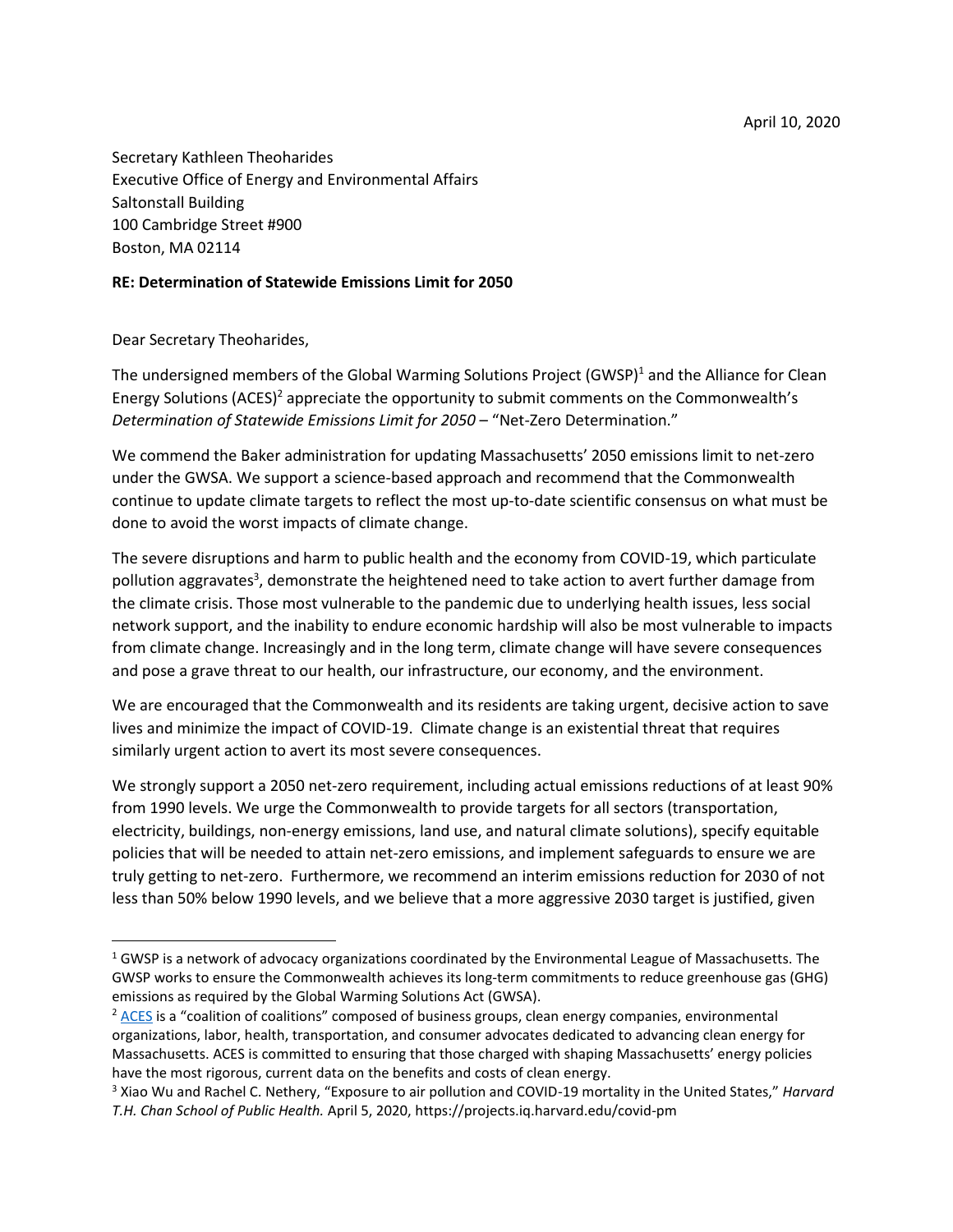April 10, 2020

Secretary Kathleen Theoharides
Executive Office of Energy and Environmental Affairs
Saltonstall Building
100 Cambridge Street #900
Boston, MA 02114

**RE: Determination of Statewide Emissions Limit for 2050**

Dear Secretary Theoharides,

The undersigned members of the Global Warming Solutions Project (GWSP)[1] and the Alliance for Clean Energy Solutions (ACES)[2] appreciate the opportunity to submit comments on the Commonwealth's *Determination of Statewide Emissions Limit for 2050* – "Net-Zero Determination."

We commend the Baker administration for updating Massachusetts' 2050 emissions limit to net-zero under the GWSA. We support a science-based approach and recommend that the Commonwealth continue to update climate targets to reflect the most up-to-date scientific consensus on what must be done to avoid the worst impacts of climate change.

The severe disruptions and harm to public health and the economy from COVID-19, which particulate pollution aggravates[3], demonstrate the heightened need to take action to avert further damage from the climate crisis. Those most vulnerable to the pandemic due to underlying health issues, less social network support, and the inability to endure economic hardship will also be most vulnerable to impacts from climate change. Increasingly and in the long term, climate change will have severe consequences and pose a grave threat to our health, our infrastructure, our economy, and the environment.

We are encouraged that the Commonwealth and its residents are taking urgent, decisive action to save lives and minimize the impact of COVID-19. Climate change is an existential threat that requires similarly urgent action to avert its most severe consequences.

We strongly support a 2050 net-zero requirement, including actual emissions reductions of at least 90% from 1990 levels. We urge the Commonwealth to provide targets for all sectors (transportation, electricity, buildings, non-energy emissions, land use, and natural climate solutions), specify equitable policies that will be needed to attain net-zero emissions, and implement safeguards to ensure we are truly getting to net-zero. Furthermore, we recommend an interim emissions reduction for 2030 of not less than 50% below 1990 levels, and we believe that a more aggressive 2030 target is justified, given

---

[1] GWSP is a network of advocacy organizations coordinated by the Environmental League of Massachusetts. The GWSP works to ensure the Commonwealth achieves its long-term commitments to reduce greenhouse gas (GHG) emissions as required by the Global Warming Solutions Act (GWSA).

[2] ACES is a "coalition of coalitions" composed of business groups, clean energy companies, environmental organizations, labor, health, transportation, and consumer advocates dedicated to advancing clean energy for Massachusetts. ACES is committed to ensuring that those charged with shaping Massachusetts' energy policies have the most rigorous, current data on the benefits and costs of clean energy.

[3] Xiao Wu and Rachel C. Nethery, "Exposure to air pollution and COVID-19 mortality in the United States," *Harvard T.H. Chan School of Public Health.* April 5, 2020, https://projects.iq.harvard.edu/covid-pm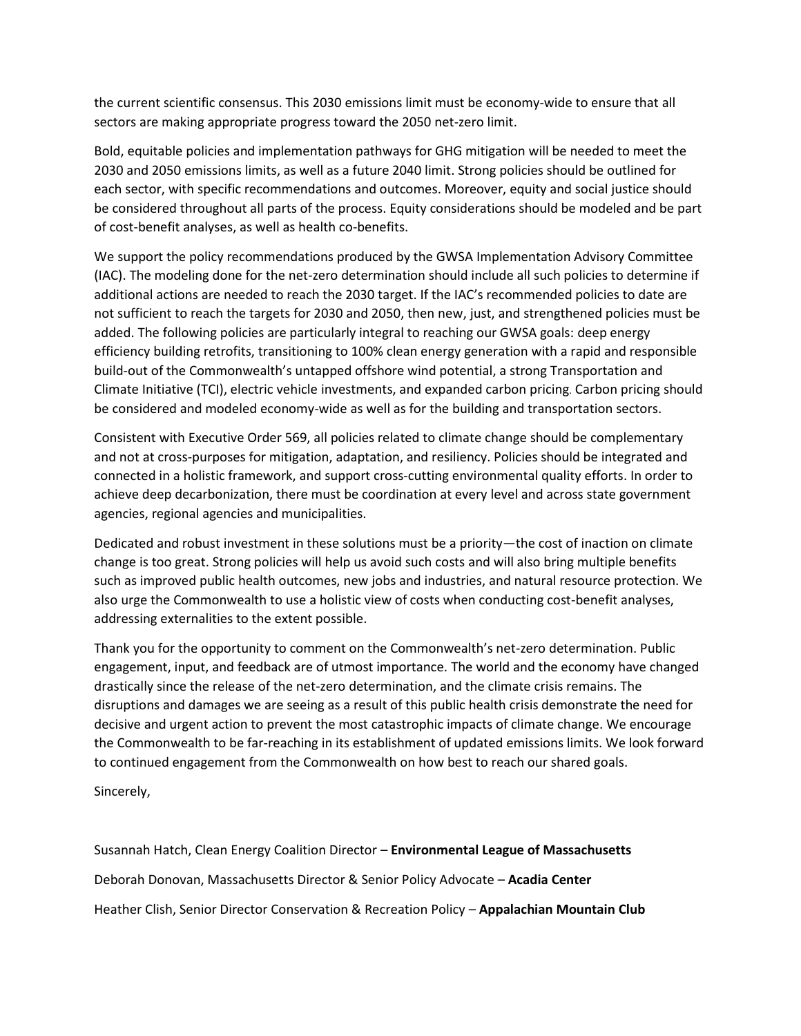the current scientific consensus. This 2030 emissions limit must be economy-wide to ensure that all sectors are making appropriate progress toward the 2050 net-zero limit.

Bold, equitable policies and implementation pathways for GHG mitigation will be needed to meet the 2030 and 2050 emissions limits, as well as a future 2040 limit. Strong policies should be outlined for each sector, with specific recommendations and outcomes. Moreover, equity and social justice should be considered throughout all parts of the process. Equity considerations should be modeled and be part of cost-benefit analyses, as well as health co-benefits.

We support the policy recommendations produced by the GWSA Implementation Advisory Committee (IAC). The modeling done for the net-zero determination should include all such policies to determine if additional actions are needed to reach the 2030 target. If the IAC's recommended policies to date are not sufficient to reach the targets for 2030 and 2050, then new, just, and strengthened policies must be added. The following policies are particularly integral to reaching our GWSA goals: deep energy efficiency building retrofits, transitioning to 100% clean energy generation with a rapid and responsible build-out of the Commonwealth's untapped offshore wind potential, a strong Transportation and Climate Initiative (TCI), electric vehicle investments, and expanded carbon pricing. Carbon pricing should be considered and modeled economy-wide as well as for the building and transportation sectors.

Consistent with Executive Order 569, all policies related to climate change should be complementary and not at cross-purposes for mitigation, adaptation, and resiliency. Policies should be integrated and connected in a holistic framework, and support cross-cutting environmental quality efforts. In order to achieve deep decarbonization, there must be coordination at every level and across state government agencies, regional agencies and municipalities.

Dedicated and robust investment in these solutions must be a priority—the cost of inaction on climate change is too great. Strong policies will help us avoid such costs and will also bring multiple benefits such as improved public health outcomes, new jobs and industries, and natural resource protection. We also urge the Commonwealth to use a holistic view of costs when conducting cost-benefit analyses, addressing externalities to the extent possible.

Thank you for the opportunity to comment on the Commonwealth's net-zero determination. Public engagement, input, and feedback are of utmost importance. The world and the economy have changed drastically since the release of the net-zero determination, and the climate crisis remains. The disruptions and damages we are seeing as a result of this public health crisis demonstrate the need for decisive and urgent action to prevent the most catastrophic impacts of climate change. We encourage the Commonwealth to be far-reaching in its establishment of updated emissions limits. We look forward to continued engagement from the Commonwealth on how best to reach our shared goals.

Sincerely,

Susannah Hatch, Clean Energy Coalition Director – **Environmental League of Massachusetts**

Deborah Donovan, Massachusetts Director & Senior Policy Advocate – **Acadia Center**

Heather Clish, Senior Director Conservation & Recreation Policy – **Appalachian Mountain Club**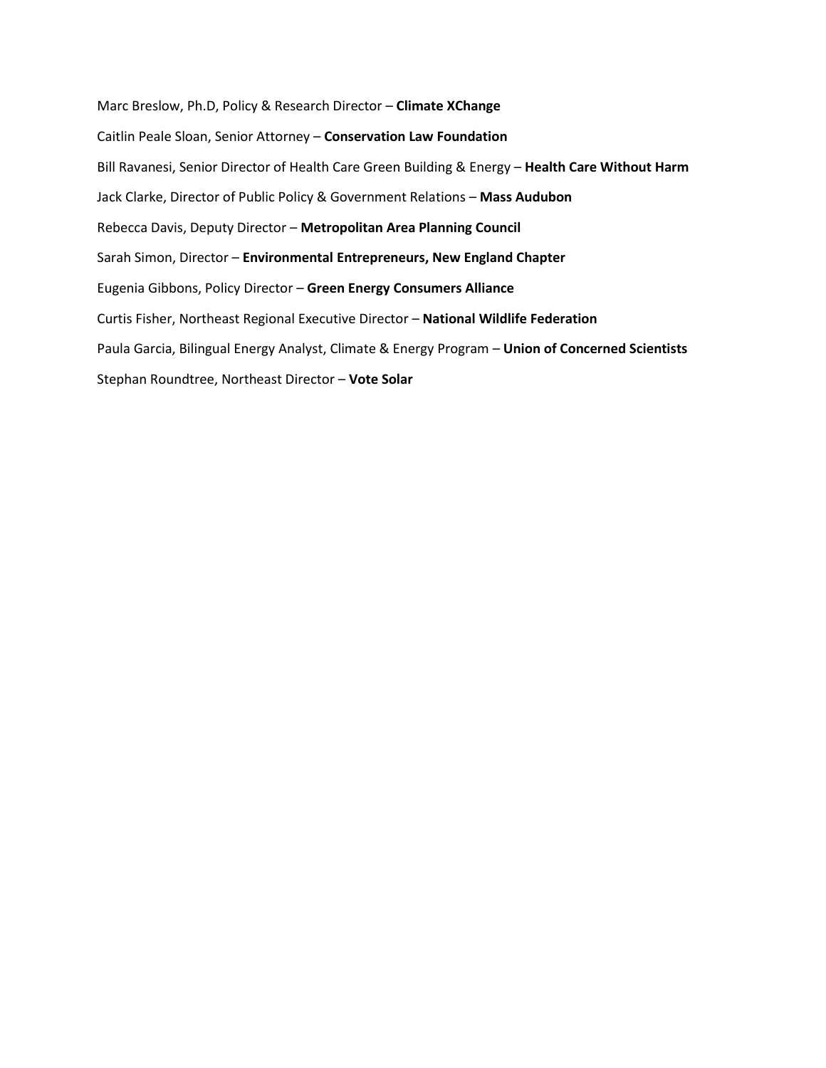Marc Breslow, Ph.D, Policy & Research Director – **Climate XChange**

Caitlin Peale Sloan, Senior Attorney – **Conservation Law Foundation**

Bill Ravanesi, Senior Director of Health Care Green Building & Energy – **Health Care Without Harm**

Jack Clarke, Director of Public Policy & Government Relations – **Mass Audubon**

Rebecca Davis, Deputy Director – **Metropolitan Area Planning Council**

Sarah Simon, Director – **Environmental Entrepreneurs, New England Chapter**

Eugenia Gibbons, Policy Director – **Green Energy Consumers Alliance**

Curtis Fisher, Northeast Regional Executive Director – **National Wildlife Federation**

Paula Garcia, Bilingual Energy Analyst, Climate & Energy Program – **Union of Concerned Scientists**

Stephan Roundtree, Northeast Director – **Vote Solar**